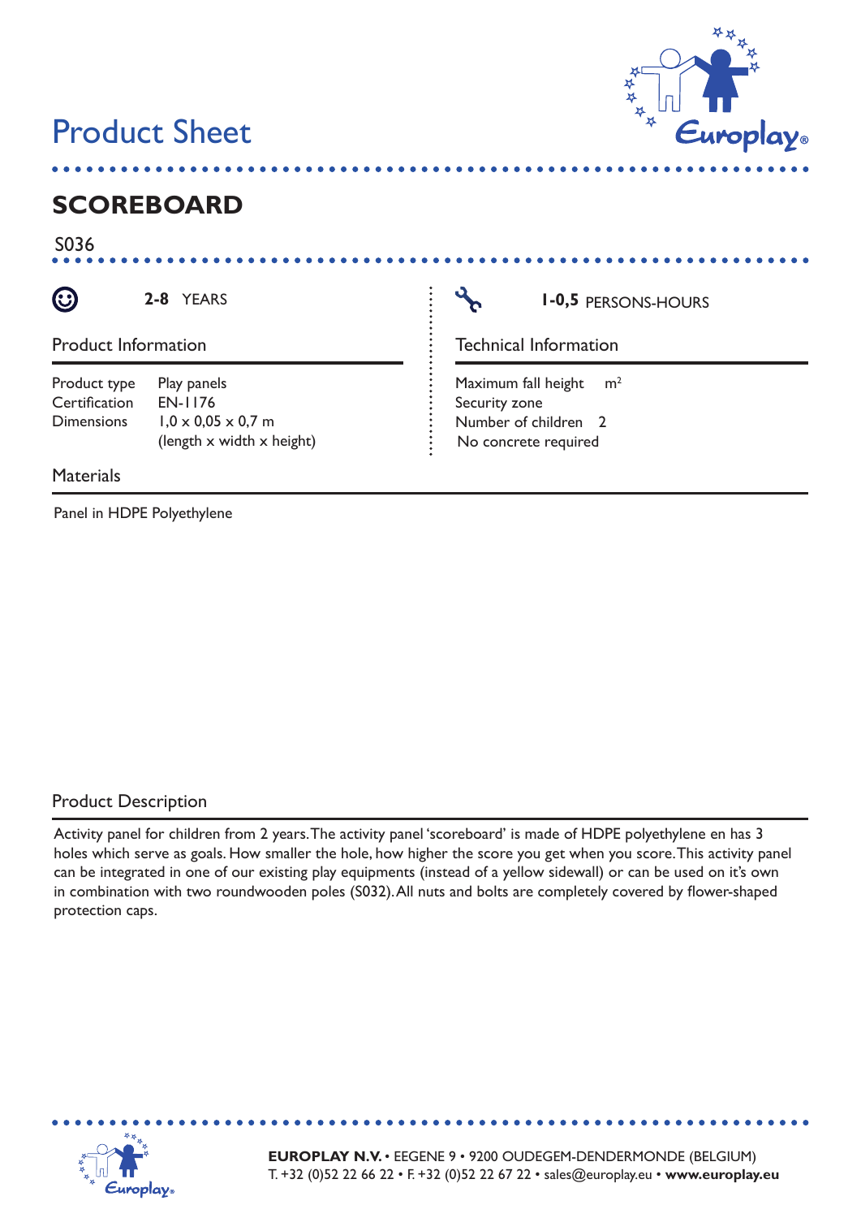# Product Sheet

## SCOREBOARD

S036

**2-8** YEARS

**1-0,5** PERSONS-HOURS

### Product Information

| | |
|---|---|
| Product type | Play panels |
| Certification | EN-1176 |
| Dimensions | 1,0 x 0,05 x 0,7 m (length x width x height) |

### Technical Information

| | |
|---|---|
| Maximum fall height | $m^2$ |
| Security zone | |
| Number of children | 2 |
| No concrete required | |

### Materials

Panel in HDPE Polyethylene

### Product Description

Activity panel for children from 2 years. The activity panel 'scoreboard' is made of HDPE polyethylene en has 3 holes which serve as goals. How smaller the hole, how higher the score you get when you score. This activity panel can be integrated in one of our existing play equipments (instead of a yellow sidewall) or can be used on it's own in combination with two roundwooden poles (S032). All nuts and bolts are completely covered by flower-shaped protection caps.

**EUROPLAY N.V.** • EEGENE 9 • 9200 OUDEGEM-DENDERMONDE (BELGIUM)
T. +32 (0)52 22 66 22 • F. +32 (0)52 22 67 22 • sales@europlay.eu • **www.europlay.eu**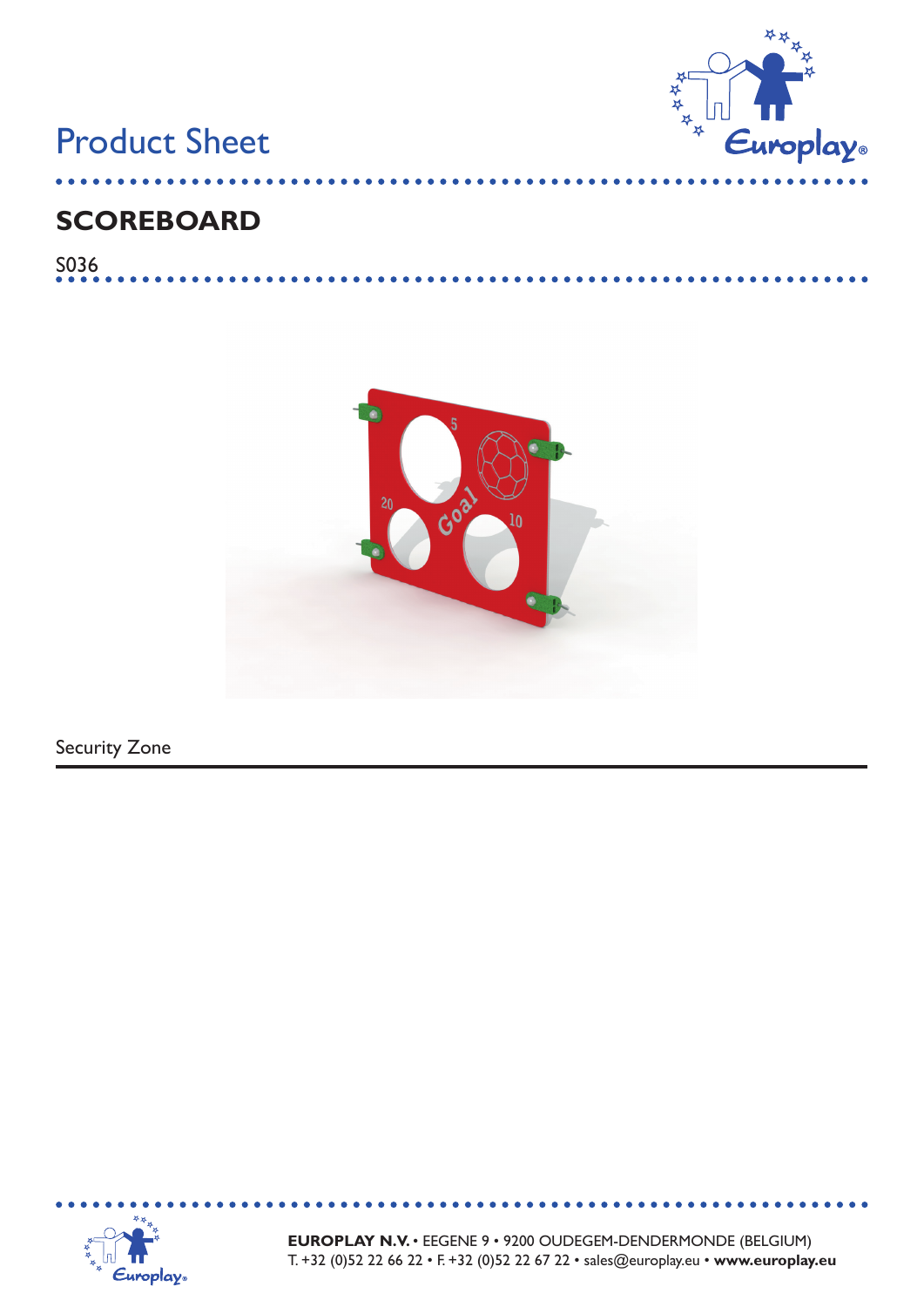# Product Sheet

## SCOREBOARD

S036

Security Zone

**EUROPLAY N.V.** • EEGENE 9 • 9200 OUDEGEM-DENDERMONDE (BELGIUM)
T. +32 (0)52 22 66 22 • F. +32 (0)52 22 67 22 • sales@europlay.eu • **www.europlay.eu**